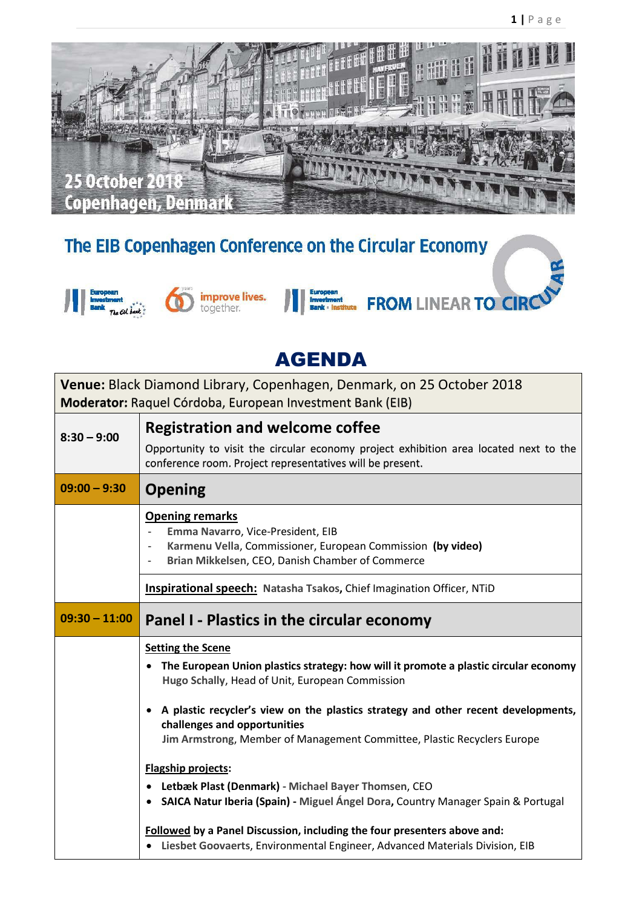25 October 2018
Copenhagen, Denmark

# The EIB Copenhagen Conference on the Circular Economy

FROM LINEAR TO CIRCULAR

## AGENDA

**Venue:** Black Diamond Library, Copenhagen, Denmark, on 25 October 2018
**Moderator:** Raquel Córdoba, European Investment Bank (EIB)

| | |
|---|---|
| **8:30 – 9:00** | **Registration and welcome coffee**<br>Opportunity to visit the circular economy project exhibition area located next to the conference room. Project representatives will be present. |
| **09:00 – 9:30** | **Opening** |
| | **Opening remarks**<br>- **Emma Navarro**, Vice-President, EIB<br>- **Karmenu Vella**, Commissioner, European Commission **(by video)**<br>- **Brian Mikkelsen**, CEO, Danish Chamber of Commerce |
| | **Inspirational speech:** **Natasha Tsakos**, Chief Imagination Officer, NTiD |
| **09:30 – 11:00** | **Panel I - Plastics in the circular economy** |
| | **Setting the Scene**<br>• **The European Union plastics strategy: how will it promote a plastic circular economy**<br>**Hugo Schally**, Head of Unit, European Commission<br>• **A plastic recycler's view on the plastics strategy and other recent developments, challenges and opportunities**<br>**Jim Armstrong**, Member of Management Committee, Plastic Recyclers Europe<br><br>**Flagship projects:**<br>• **Letbæk Plast (Denmark)** - **Michael Bayer Thomsen**, CEO<br>• **SAICA Natur Iberia (Spain)** - **Miguel Ángel Dora**, Country Manager Spain & Portugal<br><br>**Followed by a Panel Discussion, including the four presenters above and:**<br>• **Liesbet Goovaerts**, Environmental Engineer, Advanced Materials Division, EIB |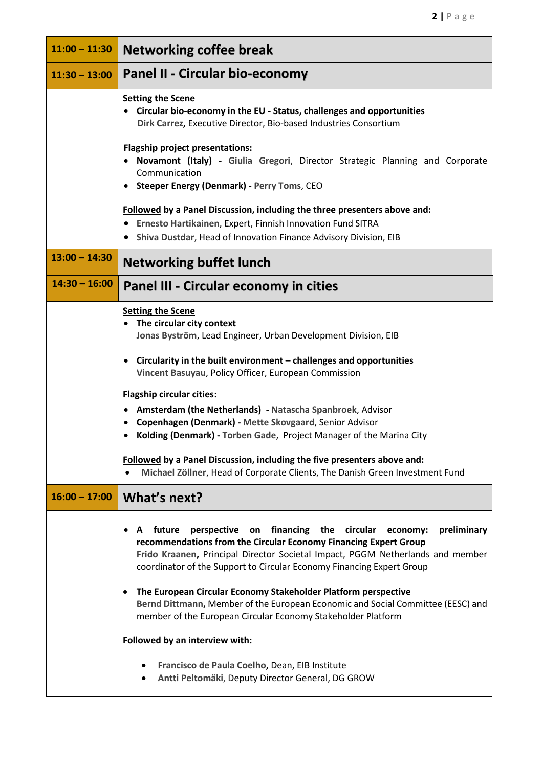| | |
|---|---|
| **11:00 – 11:30** | **Networking coffee break** |
| **11:30 – 13:00** | **Panel II - Circular bio-economy** |
| | **Setting the Scene**<br>• **Circular bio-economy in the EU - Status, challenges and opportunities**<br>**Dirk Carrez**, Executive Director, Bio-based Industries Consortium<br><br>**Flagship project presentations:**<br>• **Novamont (Italy) - Giulia Gregori**, Director Strategic Planning and Corporate Communication<br>• **Steeper Energy (Denmark) - Perry Toms**, CEO<br><br>**Followed by a Panel Discussion, including the three presenters above and:**<br>• **Ernesto Hartikainen**, Expert, Finnish Innovation Fund SITRA<br>• **Shiva Dustdar**, Head of Innovation Finance Advisory Division, EIB |
| **13:00 – 14:30** | **Networking buffet lunch** |
| **14:30 – 16:00** | **Panel III - Circular economy in cities** |
| | **Setting the Scene**<br>• **The circular city context**<br>**Jonas Byström**, Lead Engineer, Urban Development Division, EIB<br><br>• **Circularity in the built environment – challenges and opportunities**<br>**Vincent Basuyau**, Policy Officer, European Commission<br><br>**Flagship circular cities:**<br>• **Amsterdam (the Netherlands) - Natascha Spanbroek**, Advisor<br>• **Copenhagen (Denmark) - Mette Skovgaard**, Senior Advisor<br>• **Kolding (Denmark) - Torben Gade**, Project Manager of the Marina City<br><br>**Followed by a Panel Discussion, including the five presenters above and:**<br>• **Michael Zöllner**, Head of Corporate Clients, The Danish Green Investment Fund |
| **16:00 – 17:00** | **What's next?** |
| | • **A future perspective on financing the circular economy: preliminary recommendations from the Circular Economy Financing Expert Group**<br>**Frido Kraanen**, Principal Director Societal Impact, PGGM Netherlands and member coordinator of the Support to Circular Economy Financing Expert Group<br><br>• **The European Circular Economy Stakeholder Platform perspective**<br>**Bernd Dittmann**, Member of the European Economic and Social Committee (EESC) and member of the European Circular Economy Stakeholder Platform<br><br>**Followed by an interview with:**<br>• **Francisco de Paula Coelho**, Dean, EIB Institute<br>• **Antti Peltomäki**, Deputy Director General, DG GROW |